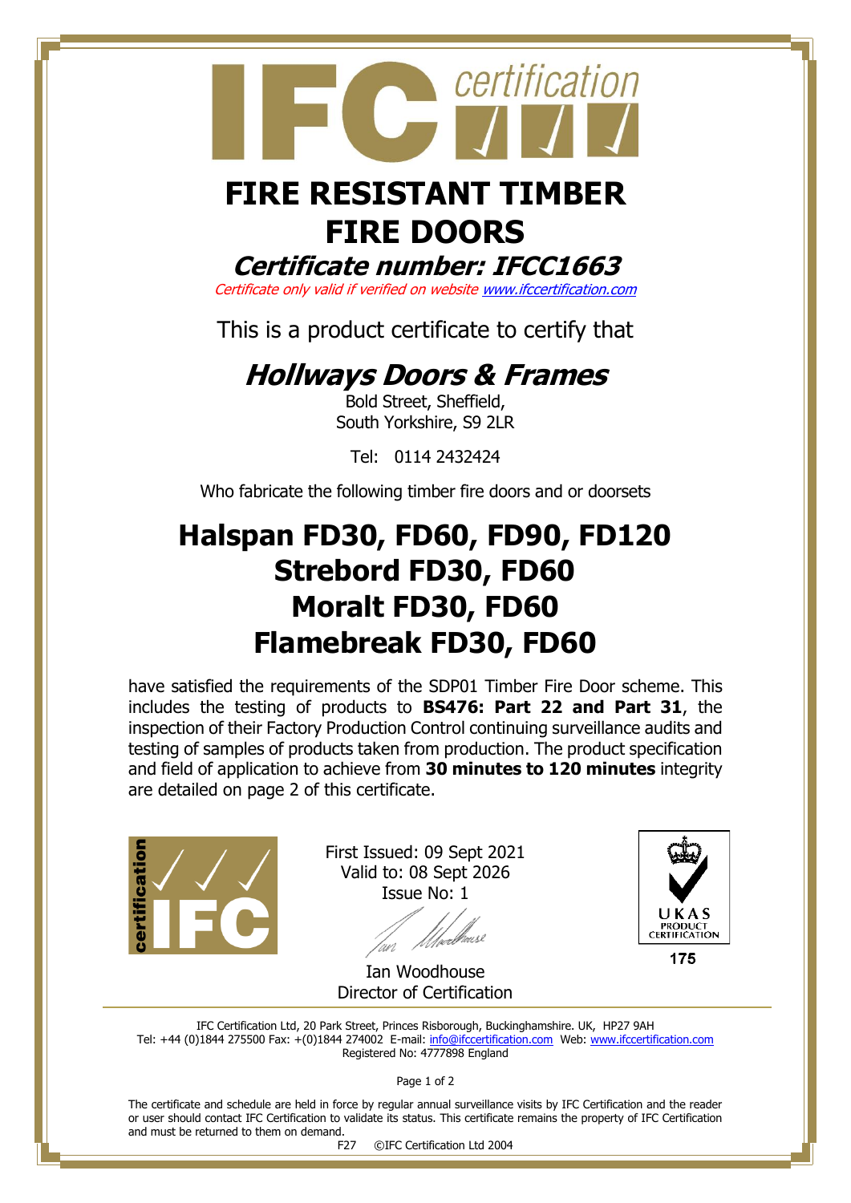# FIRE RESISTANT TIMBER FIRE DOORS

## *Certificate number: IFCC1663*

*Certificate only valid if verified on website www.ifccertification.com*

This is a product certificate to certify that

## *Hollways Doors & Frames*

Bold Street, Sheffield,
South Yorkshire, S9 2LR

Tel: 0114 2432424

Who fabricate the following timber fire doors and or doorsets

## Halspan FD30, FD60, FD90, FD120
## Strebord FD30, FD60
## Moralt FD30, FD60
## Flamebreak FD30, FD60

have satisfied the requirements of the SDP01 Timber Fire Door scheme. This includes the testing of products to **BS476: Part 22 and Part 31**, the inspection of their Factory Production Control continuing surveillance audits and testing of samples of products taken from production. The product specification and field of application to achieve from **30 minutes to 120 minutes** integrity are detailed on page 2 of this certificate.

First Issued: 09 Sept 2021
Valid to: 08 Sept 2026
Issue No: 1

Ian Woodhouse
Director of Certification

UKAS PRODUCT CERTIFICATION
175

IFC Certification Ltd, 20 Park Street, Princes Risborough, Buckinghamshire. UK, HP27 9AH
Tel: +44 (0)1844 275500 Fax: +(0)1844 274002 E-mail: info@ifccertification.com Web: www.ifccertification.com
Registered No: 4777898 England

The certificate and schedule are held in force by regular annual surveillance visits by IFC Certification and the reader or user should contact IFC Certification to validate its status. This certificate remains the property of IFC Certification and must be returned to them on demand.

F27 ©IFC Certification Ltd 2004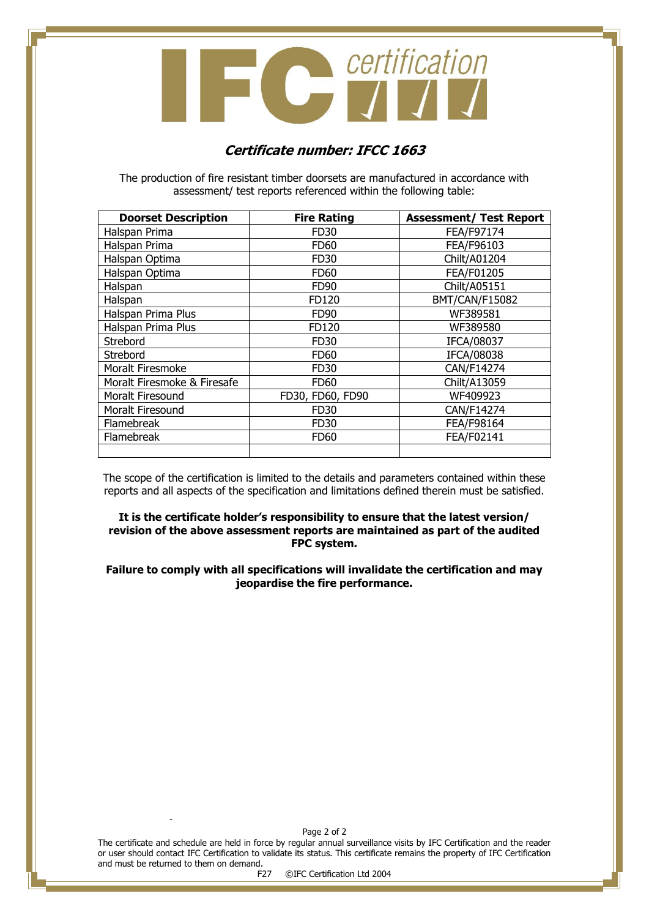IFC certification

## *Certificate number: IFCC 1663*

The production of fire resistant timber doorsets are manufactured in accordance with assessment/ test reports referenced within the following table:

| Doorset Description | Fire Rating | Assessment/ Test Report |
|---|---|---|
| Halspan Prima | FD30 | FEA/F97174 |
| Halspan Prima | FD60 | FEA/F96103 |
| Halspan Optima | FD30 | Chilt/A01204 |
| Halspan Optima | FD60 | FEA/F01205 |
| Halspan | FD90 | Chilt/A05151 |
| Halspan | FD120 | BMT/CAN/F15082 |
| Halspan Prima Plus | FD90 | WF389581 |
| Halspan Prima Plus | FD120 | WF389580 |
| Strebord | FD30 | IFCA/08037 |
| Strebord | FD60 | IFCA/08038 |
| Moralt Firesmoke | FD30 | CAN/F14274 |
| Moralt Firesmoke & Firesafe | FD60 | Chilt/A13059 |
| Moralt Firesound | FD30, FD60, FD90 | WF409923 |
| Moralt Firesound | FD30 | CAN/F14274 |
| Flamebreak | FD30 | FEA/F98164 |
| Flamebreak | FD60 | FEA/F02141 |
| | | |

The scope of the certification is limited to the details and parameters contained within these reports and all aspects of the specification and limitations defined therein must be satisfied.

**It is the certificate holder's responsibility to ensure that the latest version/ revision of the above assessment reports are maintained as part of the audited FPC system.**

**Failure to comply with all specifications will invalidate the certification and may jeopardise the fire performance.**

The certificate and schedule are held in force by regular annual surveillance visits by IFC Certification and the reader or user should contact IFC Certification to validate its status. This certificate remains the property of IFC Certification and must be returned to them on demand.

F27 ©IFC Certification Ltd 2004